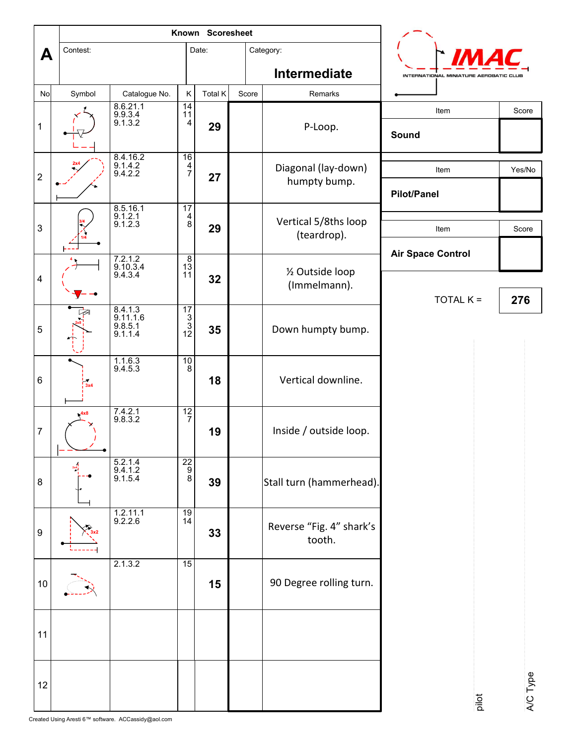# A

**Known Scoresheet**

Contest: | Date: | Category: **Intermediate**

| No | Symbol | Catalogue No. | K | Total K | Score | Remarks |
|---|---|---|---|---|---|---|
| 1 | | 8.6.21.1<br>9.9.3.4<br>9.1.3.2 | 14<br>11<br>4 | **29** | | P-Loop. |
| 2 | | 8.4.16.2<br>9.1.4.2<br>9.4.2.2 | 16<br>4<br>7 | **27** | | Diagonal (lay-down) humpty bump. |
| 3 | | 8.5.16.1<br>9.1.2.1<br>9.1.2.3 | 17<br>4<br>8 | **29** | | Vertical 5/8ths loop (teardrop). |
| 4 | | 7.2.1.2<br>9.10.3.4<br>9.4.3.4 | 8<br>13<br>11 | **32** | | ½ Outside loop (Immelmann). |
| 5 | | 8.4.1.3<br>9.11.1.6<br>9.8.5.1<br>9.1.1.4 | 17<br>3<br>3<br>12 | **35** | | Down humpty bump. |
| 6 | | 1.1.6.3<br>9.4.5.3 | 10<br>8 | **18** | | Vertical downline. |
| 7 | | 7.4.2.1<br>9.8.3.2 | 12<br>7 | **19** | | Inside / outside loop. |
| 8 | | 5.2.1.4<br>9.4.1.2<br>9.1.5.4 | 22<br>9<br>8 | **39** | | Stall turn (hammerhead). |
| 9 | | 1.2.11.1<br>9.2.2.6 | 19<br>14 | **33** | | Reverse "Fig. 4" shark's tooth. |
| 10 | | 2.1.3.2 | 15 | **15** | | 90 Degree rolling turn. |
| 11 | | | | | | |
| 12 | | | | | | |

IMAC
INTERNATIONAL MINIATURE AEROBATIC CLUB

| Item | Score |
|---|---|
| **Sound** | |

| Item | Yes/No |
|---|---|
| **Pilot/Panel** | |

| Item | Score |
|---|---|
| **Air Space Control** | |

TOTAL K = **276**

pilot

A/C Type

Created Using Aresti 6™ software. ACCassidy@aol.com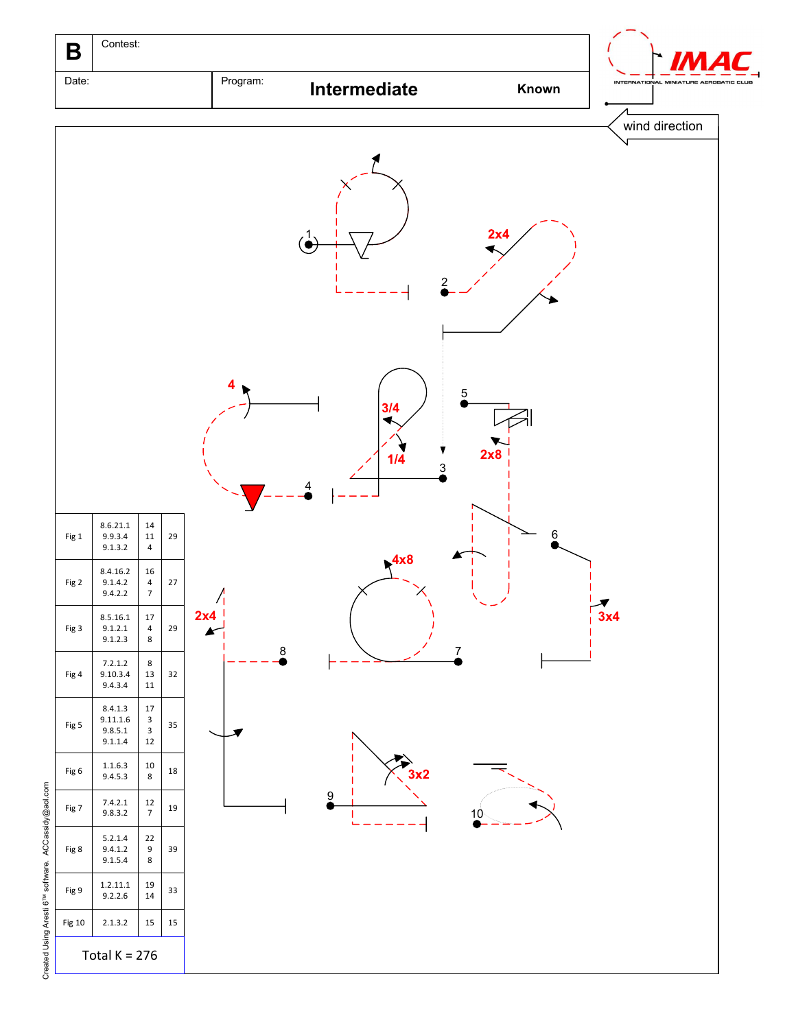| B | Contest: |
|---|---|
| Date: | Program: **Intermediate** **Known** |

**IMAC** INTERNATIONAL MINIATURE AEROBATIC CLUB

wind direction

| Fig | Catalog | K | Total |
|---|---|---|---|
| Fig 1 | 8.6.21.1<br>9.9.3.4<br>9.1.3.2 | 14<br>11<br>4 | 29 |
| Fig 2 | 8.4.16.2<br>9.1.4.2<br>9.4.2.2 | 16<br>4<br>7 | 27 |
| Fig 3 | 8.5.16.1<br>9.1.2.1<br>9.1.2.3 | 17<br>4<br>8 | 29 |
| Fig 4 | 7.2.1.2<br>9.10.3.4<br>9.4.3.4 | 8<br>13<br>11 | 32 |
| Fig 5 | 8.4.1.3<br>9.11.1.6<br>9.8.5.1<br>9.1.1.4 | 17<br>3<br>3<br>12 | 35 |
| Fig 6 | 1.1.6.3<br>9.4.5.3 | 10<br>8 | 18 |
| Fig 7 | 7.4.2.1<br>9.8.3.2 | 12<br>7 | 19 |
| Fig 8 | 5.2.1.4<br>9.4.1.2<br>9.1.5.4 | 22<br>9<br>8 | 39 |
| Fig 9 | 1.2.11.1<br>9.2.2.6 | 19<br>14 | 33 |
| Fig 10 | 2.1.3.2 | 15 | 15 |

Total K = 276

Created Using Aresti 6™ software. ACCassidy@aol.com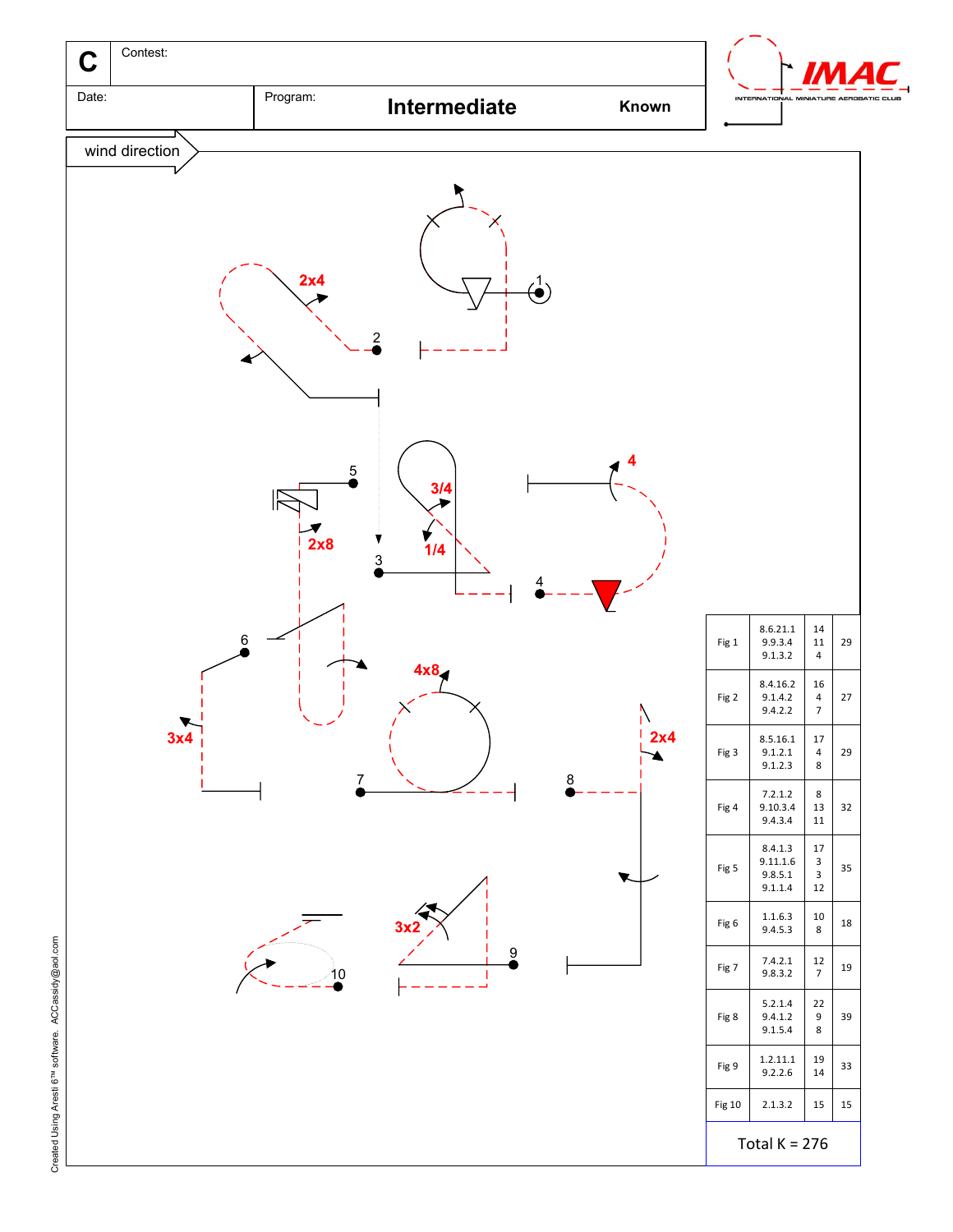| C | Contest: |
|---|---|
| Date: | Program: **Intermediate** **Known** |

wind direction

2x4

1

2

3/4

4

5

2x8

1/4

3

4

6

4x8

3x4

7

8

2x4

3x2

9

10

| | | | |
|---|---|---|---|
| Fig 1 | 8.6.21.1<br>9.9.3.4<br>9.1.3.2 | 14<br>11<br>4 | 29 |
| Fig 2 | 8.4.16.2<br>9.1.4.2<br>9.4.2.2 | 16<br>4<br>7 | 27 |
| Fig 3 | 8.5.16.1<br>9.1.2.1<br>9.1.2.3 | 17<br>4<br>8 | 29 |
| Fig 4 | 7.2.1.2<br>9.10.3.4<br>9.4.3.4 | 8<br>13<br>11 | 32 |
| Fig 5 | 8.4.1.3<br>9.11.1.6<br>9.8.5.1<br>9.1.1.4 | 17<br>3<br>3<br>12 | 35 |
| Fig 6 | 1.1.6.3<br>9.4.5.3 | 10<br>8 | 18 |
| Fig 7 | 7.4.2.1<br>9.8.3.2 | 12<br>7 | 19 |
| Fig 8 | 5.2.1.4<br>9.4.1.2<br>9.1.5.4 | 22<br>9<br>8 | 39 |
| Fig 9 | 1.2.11.1<br>9.2.2.6 | 19<br>14 | 33 |
| Fig 10 | 2.1.3.2 | 15 | 15 |

Total K = 276

Created Using Aresti 6™ software. ACCassidy@aol.com